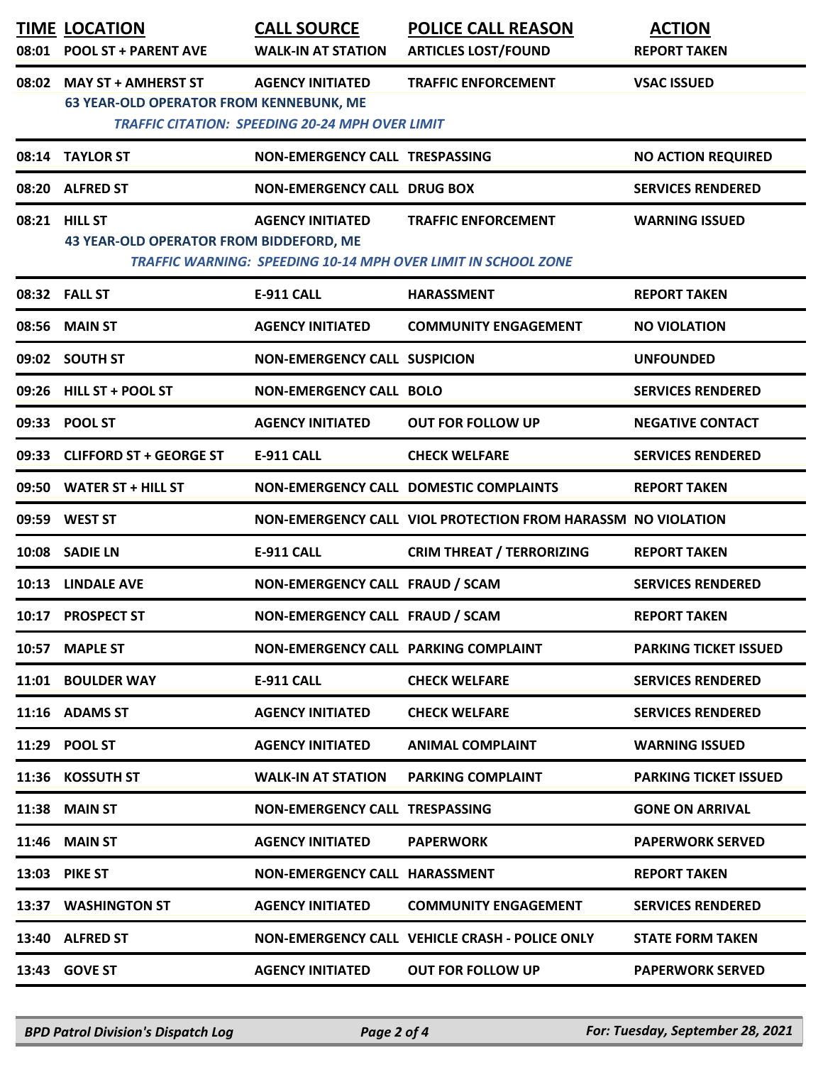| TIME | LOCATION | CALL SOURCE | POLICE CALL REASON | ACTION |
|---|---|---|---|---|
| 08:01 | POOL ST + PARENT AVE | WALK-IN AT STATION | ARTICLES LOST/FOUND | REPORT TAKEN |
| 08:02 | MAY ST + AMHERST ST | AGENCY INITIATED | TRAFFIC ENFORCEMENT | VSAC ISSUED |
| | 63 YEAR-OLD OPERATOR FROM KENNEBUNK, ME | | | |
| | *TRAFFIC CITATION: SPEEDING 20-24 MPH OVER LIMIT* | | | |
| 08:14 | TAYLOR ST | NON-EMERGENCY CALL | TRESPASSING | NO ACTION REQUIRED |
| 08:20 | ALFRED ST | NON-EMERGENCY CALL | DRUG BOX | SERVICES RENDERED |
| 08:21 | HILL ST | AGENCY INITIATED | TRAFFIC ENFORCEMENT | WARNING ISSUED |
| | 43 YEAR-OLD OPERATOR FROM BIDDEFORD, ME | | | |
| | *TRAFFIC WARNING: SPEEDING 10-14 MPH OVER LIMIT IN SCHOOL ZONE* | | | |
| 08:32 | FALL ST | E-911 CALL | HARASSMENT | REPORT TAKEN |
| 08:56 | MAIN ST | AGENCY INITIATED | COMMUNITY ENGAGEMENT | NO VIOLATION |
| 09:02 | SOUTH ST | NON-EMERGENCY CALL | SUSPICION | UNFOUNDED |
| 09:26 | HILL ST + POOL ST | NON-EMERGENCY CALL | BOLO | SERVICES RENDERED |
| 09:33 | POOL ST | AGENCY INITIATED | OUT FOR FOLLOW UP | NEGATIVE CONTACT |
| 09:33 | CLIFFORD ST + GEORGE ST | E-911 CALL | CHECK WELFARE | SERVICES RENDERED |
| 09:50 | WATER ST + HILL ST | NON-EMERGENCY CALL | DOMESTIC COMPLAINTS | REPORT TAKEN |
| 09:59 | WEST ST | NON-EMERGENCY CALL | VIOL PROTECTION FROM HARASSM | NO VIOLATION |
| 10:08 | SADIE LN | E-911 CALL | CRIM THREAT / TERRORIZING | REPORT TAKEN |
| 10:13 | LINDALE AVE | NON-EMERGENCY CALL | FRAUD / SCAM | SERVICES RENDERED |
| 10:17 | PROSPECT ST | NON-EMERGENCY CALL | FRAUD / SCAM | REPORT TAKEN |
| 10:57 | MAPLE ST | NON-EMERGENCY CALL | PARKING COMPLAINT | PARKING TICKET ISSUED |
| 11:01 | BOULDER WAY | E-911 CALL | CHECK WELFARE | SERVICES RENDERED |
| 11:16 | ADAMS ST | AGENCY INITIATED | CHECK WELFARE | SERVICES RENDERED |
| 11:29 | POOL ST | AGENCY INITIATED | ANIMAL COMPLAINT | WARNING ISSUED |
| 11:36 | KOSSUTH ST | WALK-IN AT STATION | PARKING COMPLAINT | PARKING TICKET ISSUED |
| 11:38 | MAIN ST | NON-EMERGENCY CALL | TRESPASSING | GONE ON ARRIVAL |
| 11:46 | MAIN ST | AGENCY INITIATED | PAPERWORK | PAPERWORK SERVED |
| 13:03 | PIKE ST | NON-EMERGENCY CALL | HARASSMENT | REPORT TAKEN |
| 13:37 | WASHINGTON ST | AGENCY INITIATED | COMMUNITY ENGAGEMENT | SERVICES RENDERED |
| 13:40 | ALFRED ST | NON-EMERGENCY CALL | VEHICLE CRASH - POLICE ONLY | STATE FORM TAKEN |
| 13:43 | GOVE ST | AGENCY INITIATED | OUT FOR FOLLOW UP | PAPERWORK SERVED |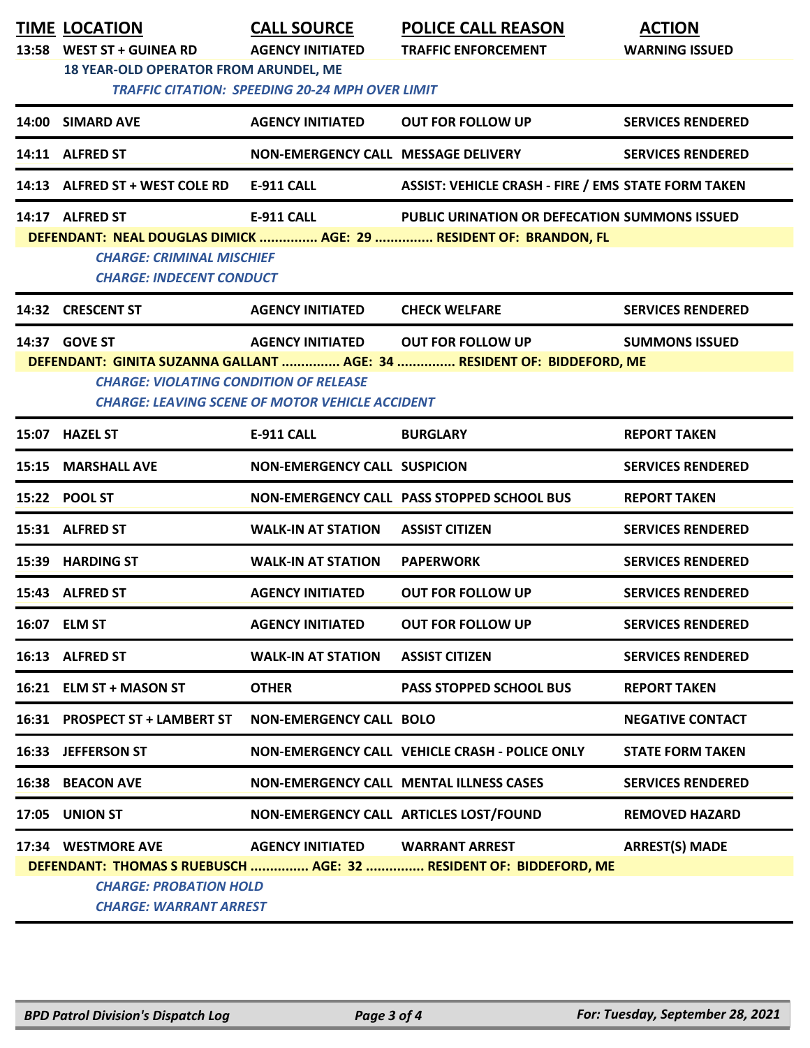| TIME | LOCATION | CALL SOURCE | POLICE CALL REASON | ACTION |
|---|---|---|---|---|
| 13:58 | WEST ST + GUINEA RD | AGENCY INITIATED | TRAFFIC ENFORCEMENT | WARNING ISSUED |

**18 YEAR-OLD OPERATOR FROM ARUNDEL, ME**

*TRAFFIC CITATION: SPEEDING 20-24 MPH OVER LIMIT*

| TIME | LOCATION | CALL SOURCE | POLICE CALL REASON | ACTION |
|---|---|---|---|---|
| 14:00 | SIMARD AVE | AGENCY INITIATED | OUT FOR FOLLOW UP | SERVICES RENDERED |
| 14:11 | ALFRED ST | NON-EMERGENCY CALL | MESSAGE DELIVERY | SERVICES RENDERED |
| 14:13 | ALFRED ST + WEST COLE RD | E-911 CALL | ASSIST: VEHICLE CRASH - FIRE / EMS | STATE FORM TAKEN |
| 14:17 | ALFRED ST | E-911 CALL | PUBLIC URINATION OR DEFECATION | SUMMONS ISSUED |

**DEFENDANT: NEAL DOUGLAS DIMICK ............... AGE: 29 ............... RESIDENT OF: BRANDON, FL**

*CHARGE: CRIMINAL MISCHIEF*
*CHARGE: INDECENT CONDUCT*

| TIME | LOCATION | CALL SOURCE | POLICE CALL REASON | ACTION |
|---|---|---|---|---|
| 14:32 | CRESCENT ST | AGENCY INITIATED | CHECK WELFARE | SERVICES RENDERED |
| 14:37 | GOVE ST | AGENCY INITIATED | OUT FOR FOLLOW UP | SUMMONS ISSUED |

**DEFENDANT: GINITA SUZANNA GALLANT ............... AGE: 34 ............... RESIDENT OF: BIDDEFORD, ME**

*CHARGE: VIOLATING CONDITION OF RELEASE*
*CHARGE: LEAVING SCENE OF MOTOR VEHICLE ACCIDENT*

| TIME | LOCATION | CALL SOURCE | POLICE CALL REASON | ACTION |
|---|---|---|---|---|
| 15:07 | HAZEL ST | E-911 CALL | BURGLARY | REPORT TAKEN |
| 15:15 | MARSHALL AVE | NON-EMERGENCY CALL | SUSPICION | SERVICES RENDERED |
| 15:22 | POOL ST | NON-EMERGENCY CALL | PASS STOPPED SCHOOL BUS | REPORT TAKEN |
| 15:31 | ALFRED ST | WALK-IN AT STATION | ASSIST CITIZEN | SERVICES RENDERED |
| 15:39 | HARDING ST | WALK-IN AT STATION | PAPERWORK | SERVICES RENDERED |
| 15:43 | ALFRED ST | AGENCY INITIATED | OUT FOR FOLLOW UP | SERVICES RENDERED |
| 16:07 | ELM ST | AGENCY INITIATED | OUT FOR FOLLOW UP | SERVICES RENDERED |
| 16:13 | ALFRED ST | WALK-IN AT STATION | ASSIST CITIZEN | SERVICES RENDERED |
| 16:21 | ELM ST + MASON ST | OTHER | PASS STOPPED SCHOOL BUS | REPORT TAKEN |
| 16:31 | PROSPECT ST + LAMBERT ST | NON-EMERGENCY CALL | BOLO | NEGATIVE CONTACT |
| 16:33 | JEFFERSON ST | NON-EMERGENCY CALL | VEHICLE CRASH - POLICE ONLY | STATE FORM TAKEN |
| 16:38 | BEACON AVE | NON-EMERGENCY CALL | MENTAL ILLNESS CASES | SERVICES RENDERED |
| 17:05 | UNION ST | NON-EMERGENCY CALL | ARTICLES LOST/FOUND | REMOVED HAZARD |
| 17:34 | WESTMORE AVE | AGENCY INITIATED | WARRANT ARREST | ARREST(S) MADE |

**DEFENDANT: THOMAS S RUEBUSCH ............... AGE: 32 ............... RESIDENT OF: BIDDEFORD, ME**

*CHARGE: PROBATION HOLD*
*CHARGE: WARRANT ARREST*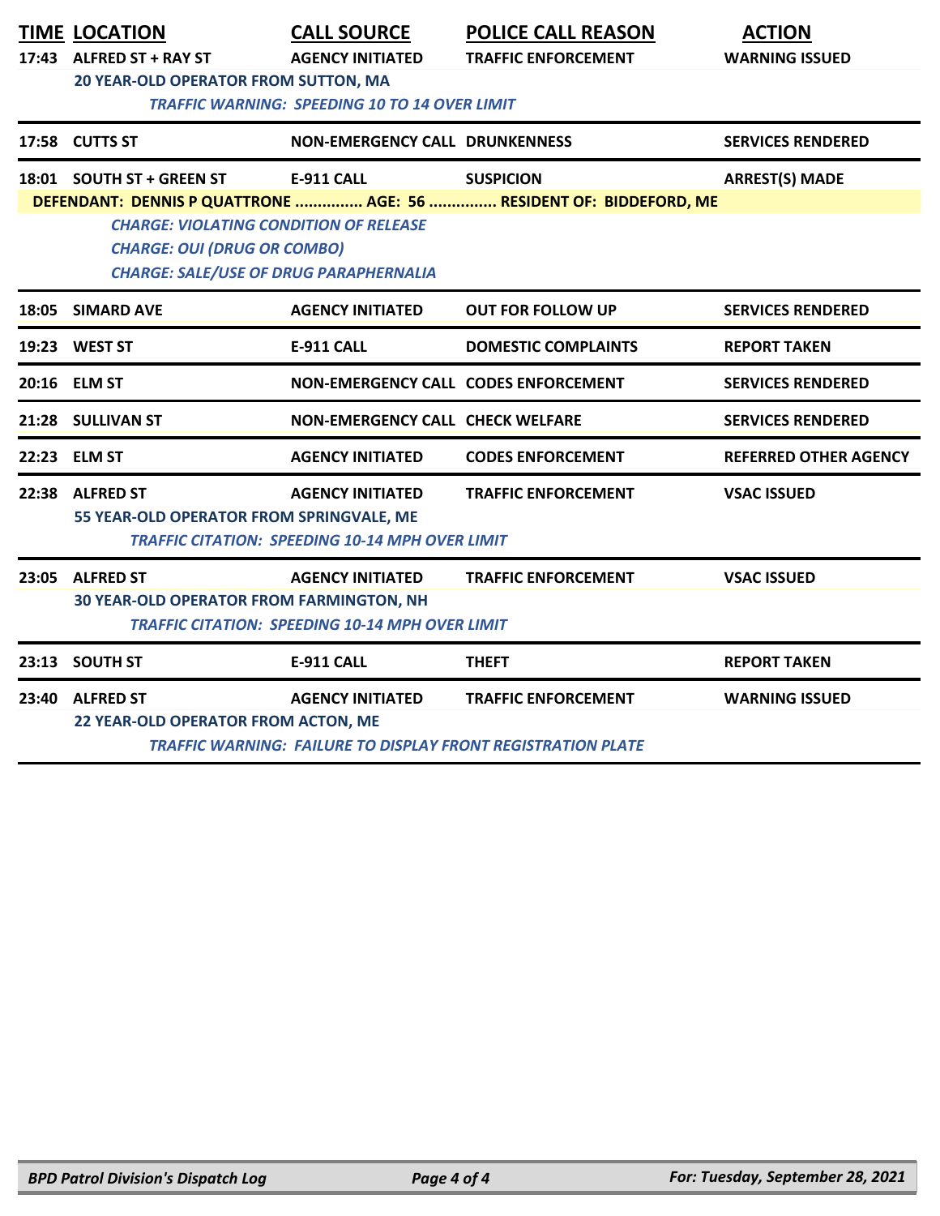| TIME | LOCATION | CALL SOURCE | POLICE CALL REASON | ACTION |
|---|---|---|---|---|
| 17:43 | ALFRED ST + RAY ST | AGENCY INITIATED | TRAFFIC ENFORCEMENT | WARNING ISSUED |
| | 20 YEAR-OLD OPERATOR FROM SUTTON, MA | | | |
| | *TRAFFIC WARNING: SPEEDING 10 TO 14 OVER LIMIT* | | | |
| 17:58 | CUTTS ST | NON-EMERGENCY CALL | DRUNKENNESS | SERVICES RENDERED |
| 18:01 | SOUTH ST + GREEN ST | E-911 CALL | SUSPICION | ARREST(S) MADE |
| | DEFENDANT: DENNIS P QUATTRONE ............... AGE: 56 ............... RESIDENT OF: BIDDEFORD, ME | | | |
| | *CHARGE: VIOLATING CONDITION OF RELEASE* | | | |
| | *CHARGE: OUI (DRUG OR COMBO)* | | | |
| | *CHARGE: SALE/USE OF DRUG PARAPHERNALIA* | | | |
| 18:05 | SIMARD AVE | AGENCY INITIATED | OUT FOR FOLLOW UP | SERVICES RENDERED |
| 19:23 | WEST ST | E-911 CALL | DOMESTIC COMPLAINTS | REPORT TAKEN |
| 20:16 | ELM ST | NON-EMERGENCY CALL | CODES ENFORCEMENT | SERVICES RENDERED |
| 21:28 | SULLIVAN ST | NON-EMERGENCY CALL | CHECK WELFARE | SERVICES RENDERED |
| 22:23 | ELM ST | AGENCY INITIATED | CODES ENFORCEMENT | REFERRED OTHER AGENCY |
| 22:38 | ALFRED ST | AGENCY INITIATED | TRAFFIC ENFORCEMENT | VSAC ISSUED |
| | 55 YEAR-OLD OPERATOR FROM SPRINGVALE, ME | | | |
| | *TRAFFIC CITATION: SPEEDING 10-14 MPH OVER LIMIT* | | | |
| 23:05 | ALFRED ST | AGENCY INITIATED | TRAFFIC ENFORCEMENT | VSAC ISSUED |
| | 30 YEAR-OLD OPERATOR FROM FARMINGTON, NH | | | |
| | *TRAFFIC CITATION: SPEEDING 10-14 MPH OVER LIMIT* | | | |
| 23:13 | SOUTH ST | E-911 CALL | THEFT | REPORT TAKEN |
| 23:40 | ALFRED ST | AGENCY INITIATED | TRAFFIC ENFORCEMENT | WARNING ISSUED |
| | 22 YEAR-OLD OPERATOR FROM ACTON, ME | | | |
| | *TRAFFIC WARNING: FAILURE TO DISPLAY FRONT REGISTRATION PLATE* | | | |